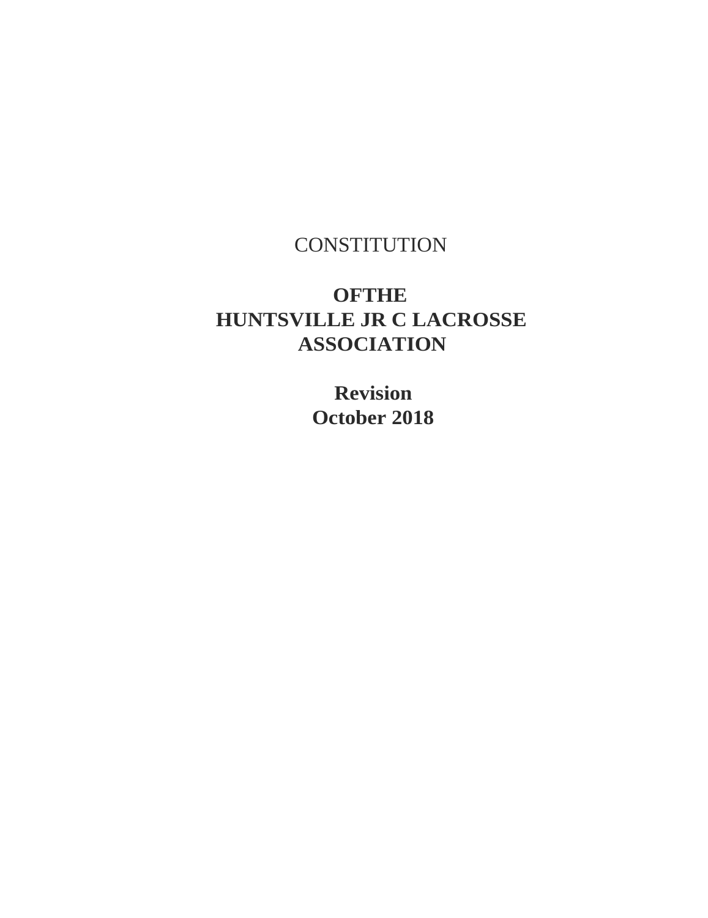# CONSTITUTION

**OFTHE**
**HUNTSVILLE JR C LACROSSE ASSOCIATION**

**Revision**
**October 2018**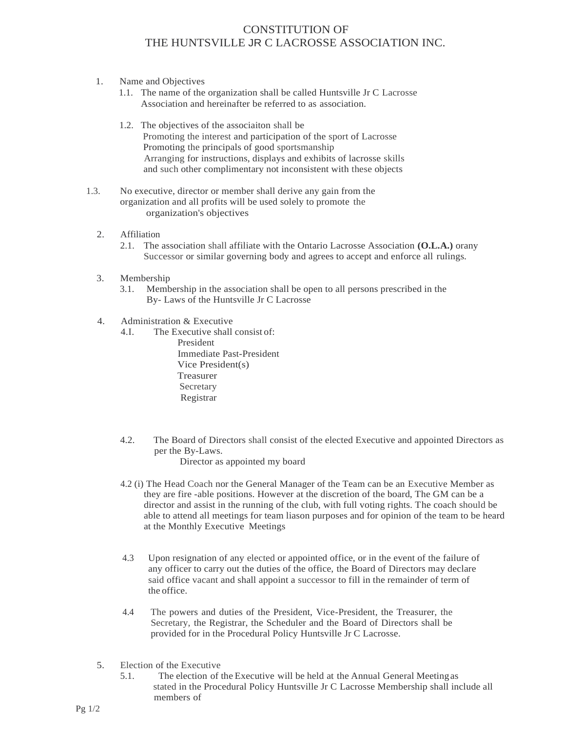# CONSTITUTION OF THE HUNTSVILLE JR C LACROSSE ASSOCIATION INC.

1. Name and Objectives
   1.1. The name of the organization shall be called Huntsville Jr C Lacrosse Association and hereinafter be referred to as association.

   1.2. The objectives of the associaiton shall be
   Promoting the interest and participation of the sport of Lacrosse
   Promoting the principals of good sportsmanship
   Arranging for instructions, displays and exhibits of lacrosse skills and such other complimentary not inconsistent with these objects

1.3. No executive, director or member shall derive any gain from the organization and all profits will be used solely to promote the organization's objectives

2. Affiliation
   2.1. The association shall affiliate with the Ontario Lacrosse Association **(O.L.A.)** orany Successor or similar governing body and agrees to accept and enforce all rulings.

3. Membership
   3.1. Membership in the association shall be open to all persons prescribed in the By- Laws of the Huntsville Jr C Lacrosse

4. Administration & Executive
   4.I. The Executive shall consist of:
   President
   Immediate Past-President
   Vice President(s)
   Treasurer
   Secretary
   Registrar

   4.2. The Board of Directors shall consist of the elected Executive and appointed Directors as per the By-Laws.
   Director as appointed my board

   4.2 (i) The Head Coach nor the General Manager of the Team can be an Executive Member as they are fire -able positions. However at the discretion of the board, The GM can be a director and assist in the running of the club, with full voting rights. The coach should be able to attend all meetings for team liason purposes and for opinion of the team to be heard at the Monthly Executive Meetings

   4.3 Upon resignation of any elected or appointed office, or in the event of the failure of any officer to carry out the duties of the office, the Board of Directors may declare said office vacant and shall appoint a successor to fill in the remainder of term of the office.

   4.4 The powers and duties of the President, Vice-President, the Treasurer, the Secretary, the Registrar, the Scheduler and the Board of Directors shall be provided for in the Procedural Policy Huntsville Jr C Lacrosse.

5. Election of the Executive
   5.1. The election of the Executive will be held at the Annual General Meeting as stated in the Procedural Policy Huntsville Jr C Lacrosse Membership shall include all members of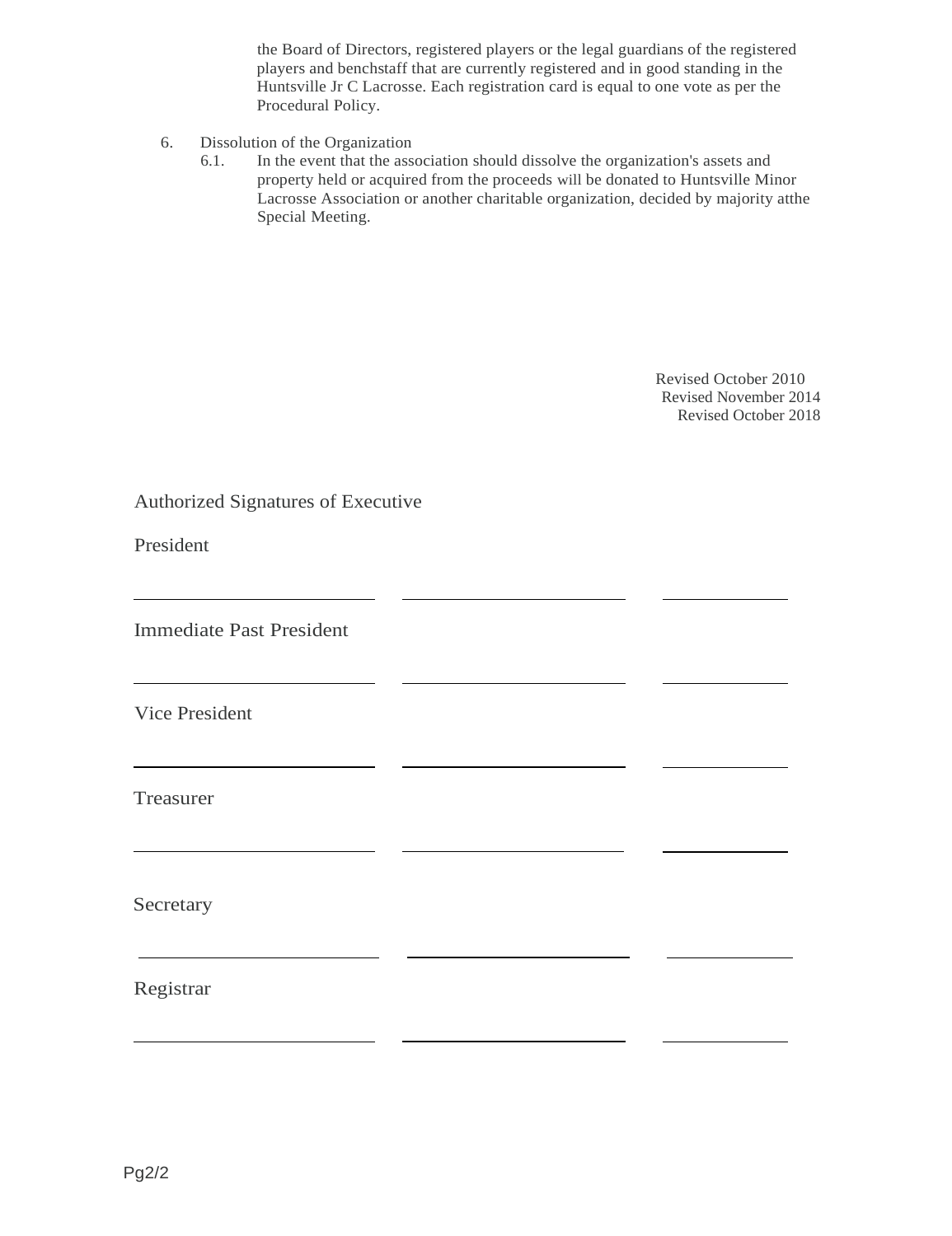the Board of Directors, registered players or the legal guardians of the registered players and benchstaff that are currently registered and in good standing in the Huntsville Jr C Lacrosse. Each registration card is equal to one vote as per the Procedural Policy.

6. Dissolution of the Organization
   6.1. In the event that the association should dissolve the organization's assets and property held or acquired from the proceeds will be donated to Huntsville Minor Lacrosse Association or another charitable organization, decided by majority atthe Special Meeting.

Revised October 2010
Revised November 2014
Revised October 2018

Authorized Signatures of Executive

President

\_\_\_\_\_\_\_\_\_\_\_\_\_\_\_\_\_\_\_\_ \_\_\_\_\_\_\_\_\_\_\_\_\_\_\_\_\_\_\_\_ \_\_\_\_\_\_\_\_\_\_

Immediate Past President

\_\_\_\_\_\_\_\_\_\_\_\_\_\_\_\_\_\_\_\_ \_\_\_\_\_\_\_\_\_\_\_\_\_\_\_\_\_\_\_\_ \_\_\_\_\_\_\_\_\_\_

Vice President

\_\_\_\_\_\_\_\_\_\_\_\_\_\_\_\_\_\_\_\_ \_\_\_\_\_\_\_\_\_\_\_\_\_\_\_\_\_\_\_\_ \_\_\_\_\_\_\_\_\_\_

Treasurer

\_\_\_\_\_\_\_\_\_\_\_\_\_\_\_\_\_\_\_\_ \_\_\_\_\_\_\_\_\_\_\_\_\_\_\_\_\_\_\_\_ \_\_\_\_\_\_\_\_\_\_

Secretary

\_\_\_\_\_\_\_\_\_\_\_\_\_\_\_\_\_\_\_\_ \_\_\_\_\_\_\_\_\_\_\_\_\_\_\_\_\_\_\_\_ \_\_\_\_\_\_\_\_\_\_

Registrar

\_\_\_\_\_\_\_\_\_\_\_\_\_\_\_\_\_\_\_\_ \_\_\_\_\_\_\_\_\_\_\_\_\_\_\_\_\_\_\_\_ \_\_\_\_\_\_\_\_\_\_